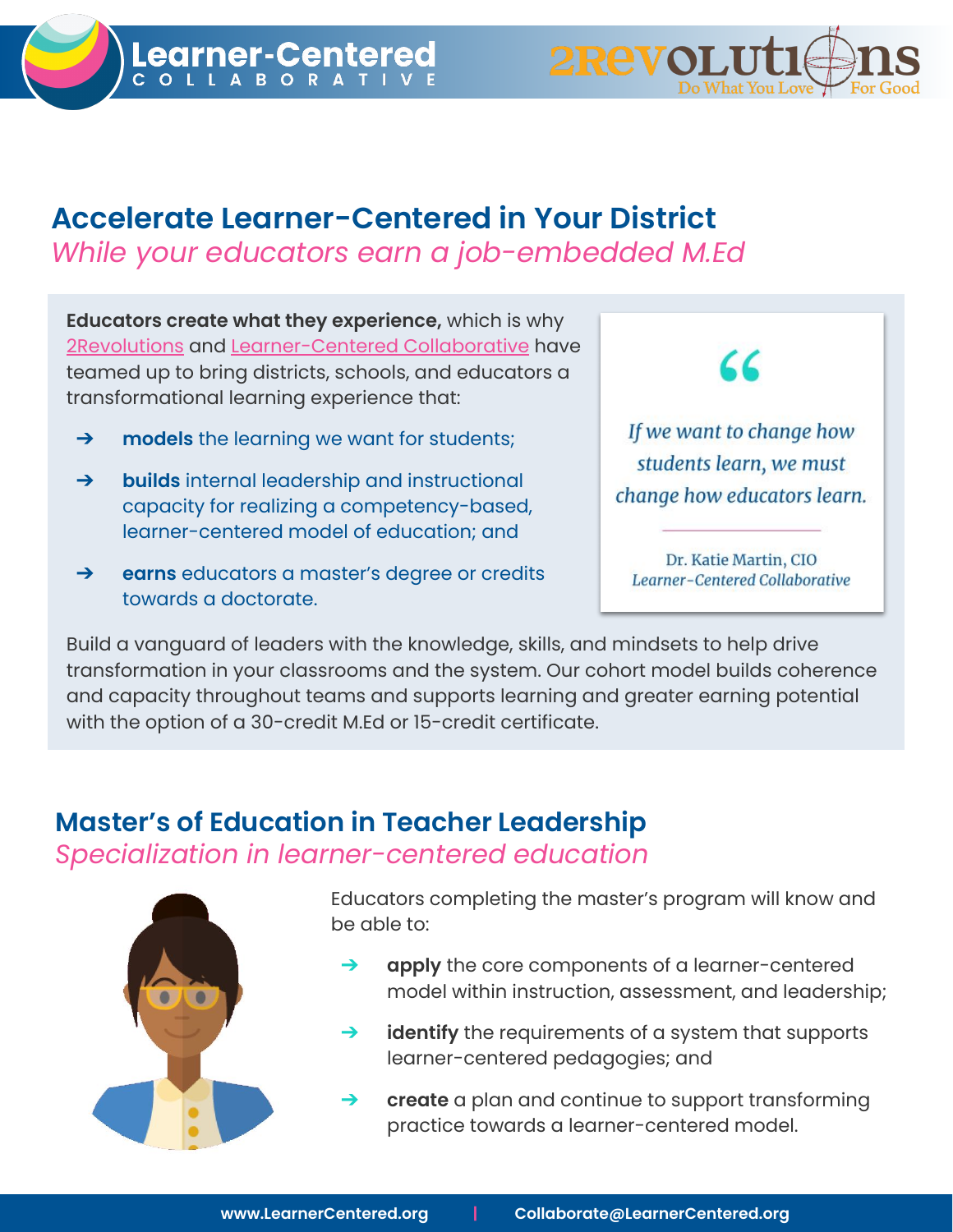# Accelerate Learner-Centered in Your District

*While your educators earn a job-embedded M.Ed*

**Educators create what they experience,** which is why 2Revolutions and Learner-Centered Collaborative have teamed up to bring districts, schools, and educators a transformational learning experience that:

- **models** the learning we want for students;
- **builds** internal leadership and instructional capacity for realizing a competency-based, learner-centered model of education; and
- **earns** educators a master's degree or credits towards a doctorate.

> "
>
> *If we want to change how students learn, we must change how educators learn.*
>
> Dr. Katie Martin, CIO
> *Learner-Centered Collaborative*

Build a vanguard of leaders with the knowledge, skills, and mindsets to help drive transformation in your classrooms and the system. Our cohort model builds coherence and capacity throughout teams and supports learning and greater earning potential with the option of a 30-credit M.Ed or 15-credit certificate.

## Master's of Education in Teacher Leadership

*Specialization in learner-centered education*

Educators completing the master's program will know and be able to:

- **apply** the core components of a learner-centered model within instruction, assessment, and leadership;
- **identify** the requirements of a system that supports learner-centered pedagogies; and
- **create** a plan and continue to support transforming practice towards a learner-centered model.

www.LearnerCentered.org | Collaborate@LearnerCentered.org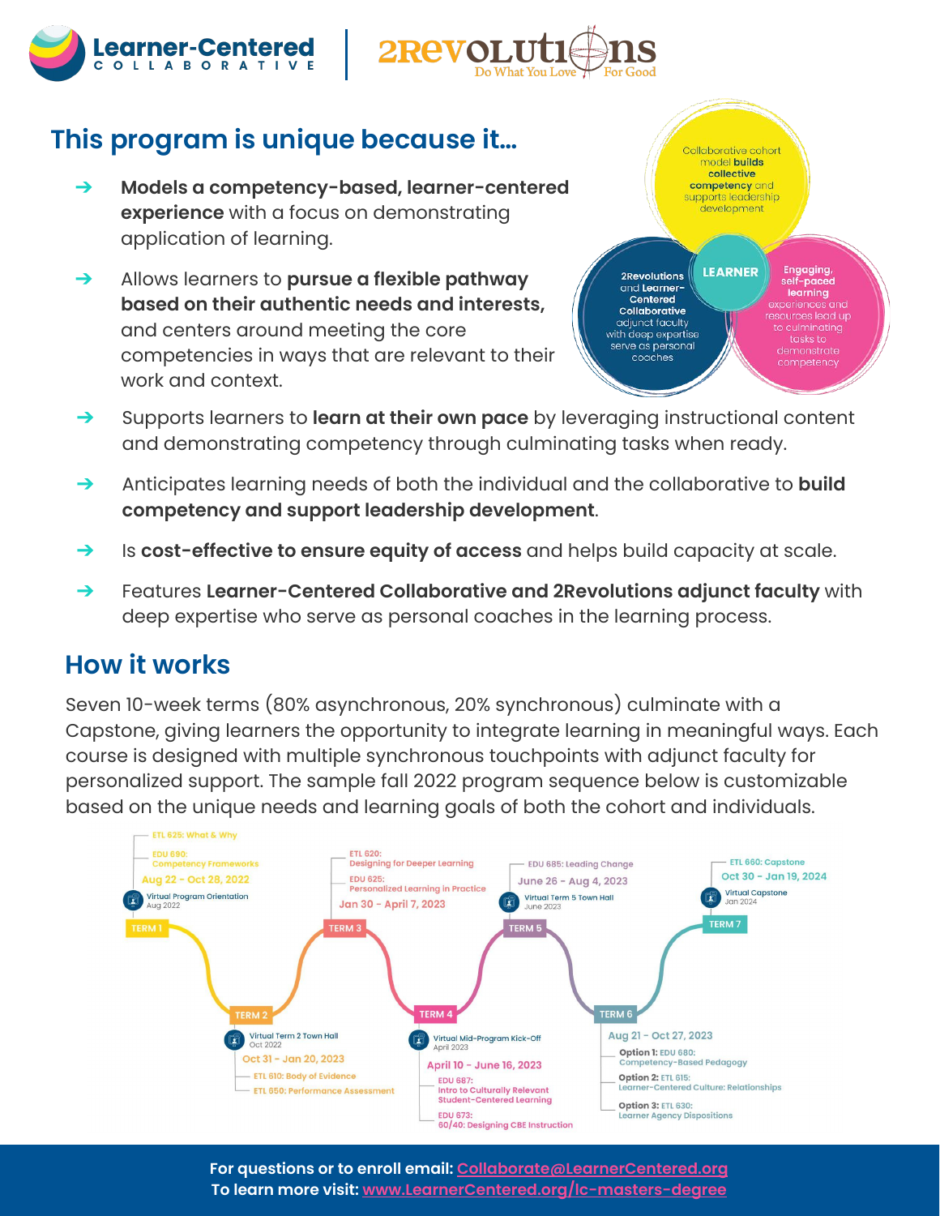Learner-Centered COLLABORATIVE | 2Revolutions Do What You Love For Good

## This program is unique because it…

- **Models a competency-based, learner-centered experience** with a focus on demonstrating application of learning.
- Allows learners to **pursue a flexible pathway based on their authentic needs and interests,** and centers around meeting the core competencies in ways that are relevant to their work and context.
- Supports learners to **learn at their own pace** by leveraging instructional content and demonstrating competency through culminating tasks when ready.
- Anticipates learning needs of both the individual and the collaborative to **build competency and support leadership development**.
- Is **cost-effective to ensure equity of access** and helps build capacity at scale.
- Features **Learner-Centered Collaborative and 2Revolutions adjunct faculty** with deep expertise who serve as personal coaches in the learning process.

LEARNER

Collaborative cohort model **builds collective competency** and supports leadership development

**2Revolutions and Learner-Centered Collaborative** adjunct faculty with deep expertise serve as personal coaches

**Engaging, self-paced learning** experiences and resources lead up to culminating tasks to demonstrate competency

## How it works

Seven 10-week terms (80% asynchronous, 20% synchronous) culminate with a Capstone, giving learners the opportunity to integrate learning in meaningful ways. Each course is designed with multiple synchronous touchpoints with adjunct faculty for personalized support. The sample fall 2022 program sequence below is customizable based on the unique needs and learning goals of both the cohort and individuals.

**TERM 1** — Aug 22 - Oct 28, 2022
- ETL 625: What & Why
- EDU 690: Competency Frameworks
- Virtual Program Orientation, Aug 2022

**TERM 2** — Oct 31 - Jan 20, 2023
- Virtual Term 2 Town Hall, Oct 2022
- ETL 610: Body of Evidence
- ETL 650: Performance Assessment

**TERM 3** — Jan 30 - April 7, 2023
- ETL 620: Designing for Deeper Learning
- EDU 625: Personalized Learning in Practice

**TERM 4** — April 10 - June 16, 2023
- Virtual Mid-Program Kick-Off, April 2023
- EDU 687: Intro to Culturally Relevant Student-Centered Learning
- EDU 673: 60/40: Designing CBE Instruction

**TERM 5** — June 26 - Aug 4, 2023
- EDU 685: Leading Change
- Virtual Term 5 Town Hall, June 2023

**TERM 6** — Aug 21 - Oct 27, 2023
- Option 1: EDU 680: Competency-Based Pedagogy
- Option 2: ETL 615: Learner-Centered Culture: Relationships
- Option 3: ETL 630: Learner Agency Dispositions

**TERM 7** — Oct 30 - Jan 19, 2024
- ETL 660: Capstone
- Virtual Capstone, Jan 2024

**For questions or to enroll email: Collaborate@LearnerCentered.org**
**To learn more visit: www.LearnerCentered.org/lc-masters-degree**